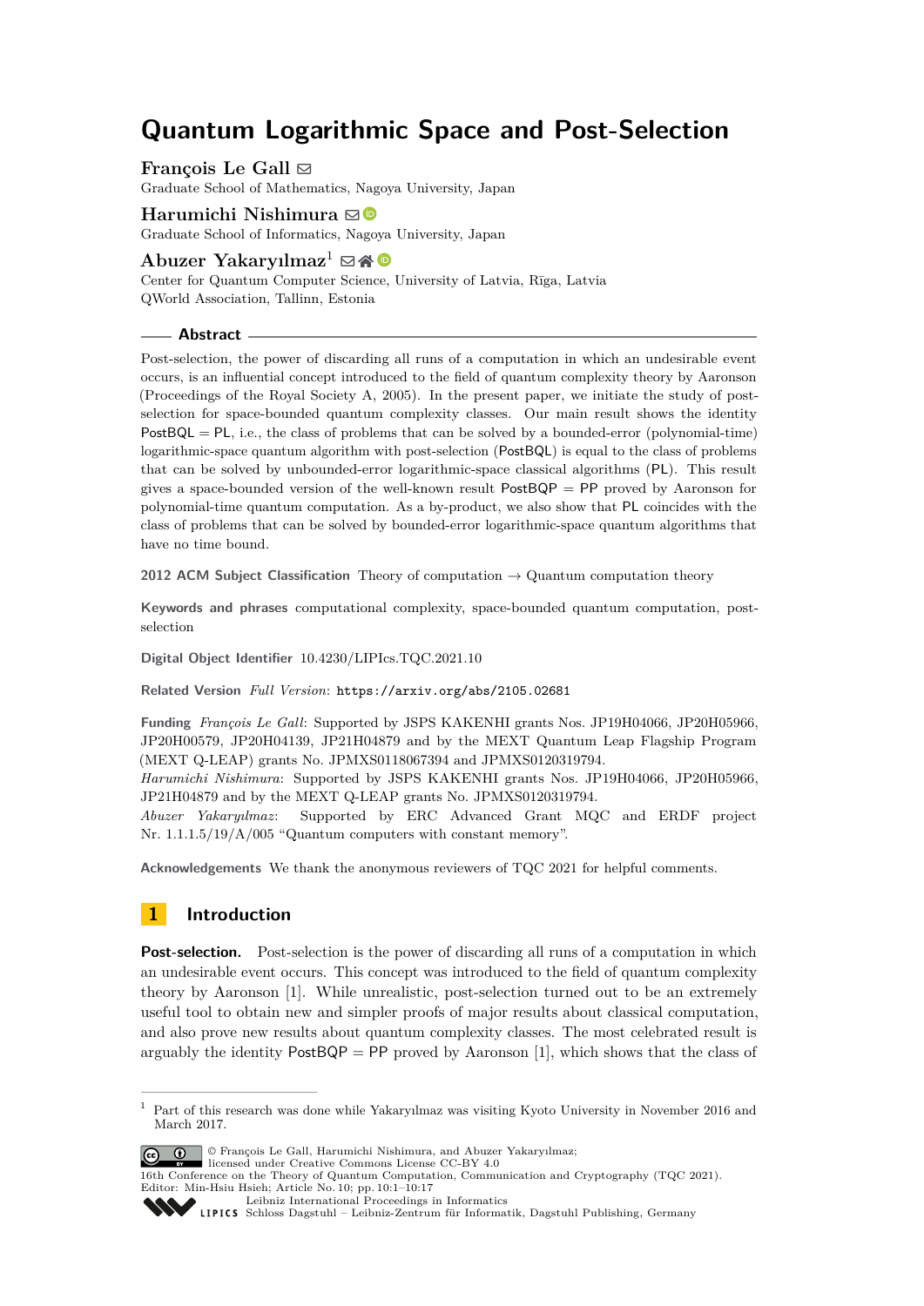# Quantum Logarithmic Space and Post-Selection

**François Le Gall**
Graduate School of Mathematics, Nagoya University, Japan

**Harumichi Nishimura**
Graduate School of Informatics, Nagoya University, Japan

**Abuzer Yakaryılmaz**[1]
Center for Quantum Computer Science, University of Latvia, Rīga, Latvia
QWorld Association, Tallinn, Estonia

## Abstract

Post-selection, the power of discarding all runs of a computation in which an undesirable event occurs, is an influential concept introduced to the field of quantum complexity theory by Aaronson (Proceedings of the Royal Society A, 2005). In the present paper, we initiate the study of post-selection for space-bounded quantum complexity classes. Our main result shows the identity PostBQL = PL, i.e., the class of problems that can be solved by a bounded-error (polynomial-time) logarithmic-space quantum algorithm with post-selection (PostBQL) is equal to the class of problems that can be solved by unbounded-error logarithmic-space classical algorithms (PL). This result gives a space-bounded version of the well-known result PostBQP = PP proved by Aaronson for polynomial-time quantum computation. As a by-product, we also show that PL coincides with the class of problems that can be solved by bounded-error logarithmic-space quantum algorithms that have no time bound.

**2012 ACM Subject Classification** Theory of computation → Quantum computation theory

**Keywords and phrases** computational complexity, space-bounded quantum computation, post-selection

**Digital Object Identifier** 10.4230/LIPIcs.TQC.2021.10

**Related Version** *Full Version*: https://arxiv.org/abs/2105.02681

**Funding** *François Le Gall*: Supported by JSPS KAKENHI grants Nos. JP19H04066, JP20H05966, JP20H00579, JP20H04139, JP21H04879 and by the MEXT Quantum Leap Flagship Program (MEXT Q-LEAP) grants No. JPMXS0118067394 and JPMXS0120319794.
*Harumichi Nishimura*: Supported by JSPS KAKENHI grants Nos. JP19H04066, JP20H05966, JP21H04879 and by the MEXT Q-LEAP grants No. JPMXS0120319794.
*Abuzer Yakaryılmaz*: Supported by ERC Advanced Grant MQC and ERDF project Nr. 1.1.1.5/19/A/005 "Quantum computers with constant memory".

**Acknowledgements** We thank the anonymous reviewers of TQC 2021 for helpful comments.

## 1 Introduction

**Post-selection.** Post-selection is the power of discarding all runs of a computation in which an undesirable event occurs. This concept was introduced to the field of quantum complexity theory by Aaronson [1]. While unrealistic, post-selection turned out to be an extremely useful tool to obtain new and simpler proofs of major results about classical computation, and also prove new results about quantum complexity classes. The most celebrated result is arguably the identity PostBQP = PP proved by Aaronson [1], which shows that the class of

---

[1] Part of this research was done while Yakaryılmaz was visiting Kyoto University in November 2016 and March 2017.

© François Le Gall, Harumichi Nishimura, and Abuzer Yakaryılmaz; licensed under Creative Commons License CC-BY 4.0
16th Conference on the Theory of Quantum Computation, Communication and Cryptography (TQC 2021).
Editor: Min-Hsiu Hsieh; Article No. 10; pp. 10:1–10:17
Leibniz International Proceedings in Informatics
Schloss Dagstuhl – Leibniz-Zentrum für Informatik, Dagstuhl Publishing, Germany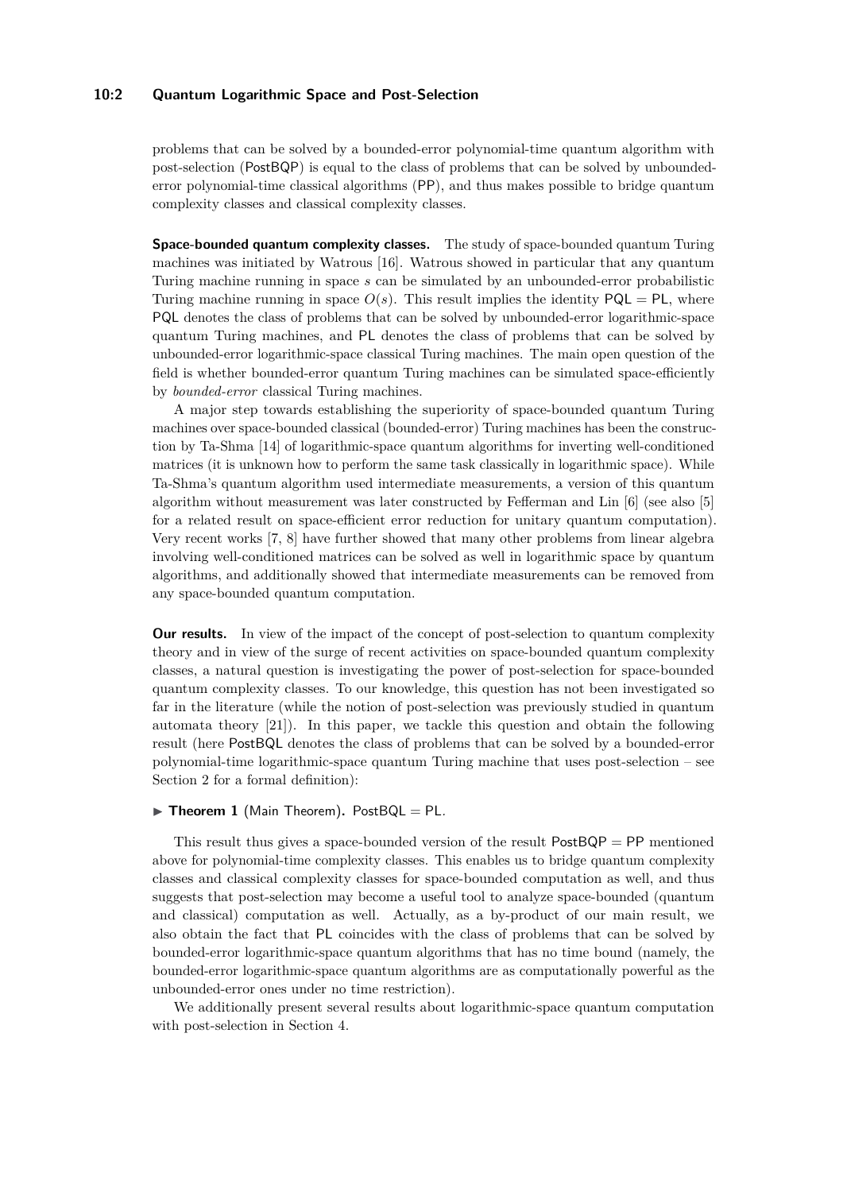problems that can be solved by a bounded-error polynomial-time quantum algorithm with post-selection (PostBQP) is equal to the class of problems that can be solved by unbounded-error polynomial-time classical algorithms (PP), and thus makes possible to bridge quantum complexity classes and classical complexity classes.

**Space-bounded quantum complexity classes.** The study of space-bounded quantum Turing machines was initiated by Watrous [16]. Watrous showed in particular that any quantum Turing machine running in space $s$ can be simulated by an unbounded-error probabilistic Turing machine running in space $O(s)$. This result implies the identity $\mathsf{PQL} = \mathsf{PL}$, where PQL denotes the class of problems that can be solved by unbounded-error logarithmic-space quantum Turing machines, and PL denotes the class of problems that can be solved by unbounded-error logarithmic-space classical Turing machines. The main open question of the field is whether bounded-error quantum Turing machines can be simulated space-efficiently by *bounded-error* classical Turing machines.

A major step towards establishing the superiority of space-bounded quantum Turing machines over space-bounded classical (bounded-error) Turing machines has been the construction by Ta-Shma [14] of logarithmic-space quantum algorithms for inverting well-conditioned matrices (it is unknown how to perform the same task classically in logarithmic space). While Ta-Shma's quantum algorithm used intermediate measurements, a version of this quantum algorithm without measurement was later constructed by Fefferman and Lin [6] (see also [5] for a related result on space-efficient error reduction for unitary quantum computation). Very recent works [7, 8] have further showed that many other problems from linear algebra involving well-conditioned matrices can be solved as well in logarithmic space by quantum algorithms, and additionally showed that intermediate measurements can be removed from any space-bounded quantum computation.

**Our results.** In view of the impact of the concept of post-selection to quantum complexity theory and in view of the surge of recent activities on space-bounded quantum complexity classes, a natural question is investigating the power of post-selection for space-bounded quantum complexity classes. To our knowledge, this question has not been investigated so far in the literature (while the notion of post-selection was previously studied in quantum automata theory [21]). In this paper, we tackle this question and obtain the following result (here PostBQL denotes the class of problems that can be solved by a bounded-error polynomial-time logarithmic-space quantum Turing machine that uses post-selection – see Section 2 for a formal definition):

▶ **Theorem 1** (Main Theorem)**.** $\mathsf{PostBQL} = \mathsf{PL}$.

This result thus gives a space-bounded version of the result $\mathsf{PostBQP} = \mathsf{PP}$ mentioned above for polynomial-time complexity classes. This enables us to bridge quantum complexity classes and classical complexity classes for space-bounded computation as well, and thus suggests that post-selection may become a useful tool to analyze space-bounded (quantum and classical) computation as well. Actually, as a by-product of our main result, we also obtain the fact that PL coincides with the class of problems that can be solved by bounded-error logarithmic-space quantum algorithms that has no time bound (namely, the bounded-error logarithmic-space quantum algorithms are as computationally powerful as the unbounded-error ones under no time restriction).

We additionally present several results about logarithmic-space quantum computation with post-selection in Section 4.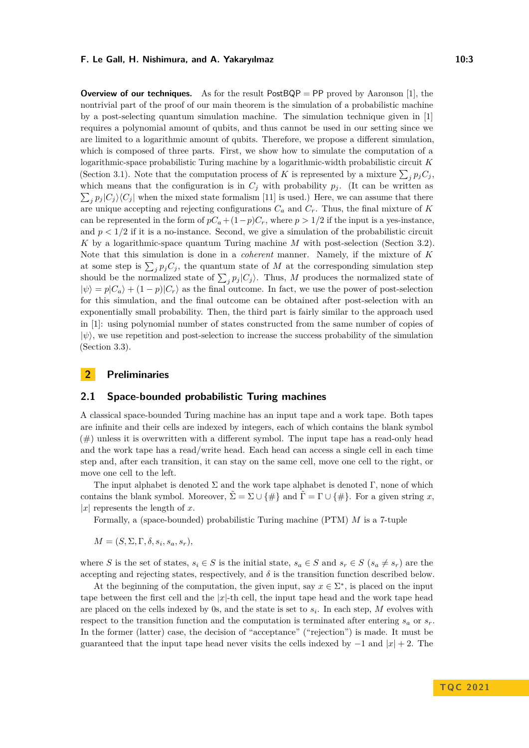**Overview of our techniques.** As for the result $\mathsf{PostBQP} = \mathsf{PP}$ proved by Aaronson [1], the nontrivial part of the proof of our main theorem is the simulation of a probabilistic machine by a post-selecting quantum simulation machine. The simulation technique given in [1] requires a polynomial amount of qubits, and thus cannot be used in our setting since we are limited to a logarithmic amount of qubits. Therefore, we propose a different simulation, which is composed of three parts. First, we show how to simulate the computation of a logarithmic-space probabilistic Turing machine by a logarithmic-width probabilistic circuit $K$ (Section 3.1). Note that the computation process of $K$ is represented by a mixture $\sum_j p_j C_j$, which means that the configuration is in $C_j$ with probability $p_j$. (It can be written as $\sum_j p_j |C_j\rangle\langle C_j|$ when the mixed state formalism [11] is used.) Here, we can assume that there are unique accepting and rejecting configurations $C_a$ and $C_r$. Thus, the final mixture of $K$ can be represented in the form of $pC_a + (1-p)C_r$, where $p > 1/2$ if the input is a yes-instance, and $p < 1/2$ if it is a no-instance. Second, we give a simulation of the probabilistic circuit $K$ by a logarithmic-space quantum Turing machine $M$ with post-selection (Section 3.2). Note that this simulation is done in a *coherent* manner. Namely, if the mixture of $K$ at some step is $\sum_j p_j C_j$, the quantum state of $M$ at the corresponding simulation step should be the normalized state of $\sum_j p_j |C_j\rangle$. Thus, $M$ produces the normalized state of $|\psi\rangle = p|C_a\rangle + (1-p)|C_r\rangle$ as the final outcome. In fact, we use the power of post-selection for this simulation, and the final outcome can be obtained after post-selection with an exponentially small probability. Then, the third part is fairly similar to the approach used in [1]: using polynomial number of states constructed from the same number of copies of $|\psi\rangle$, we use repetition and post-selection to increase the success probability of the simulation (Section 3.3).

## 2 Preliminaries

### 2.1 Space-bounded probabilistic Turing machines

A classical space-bounded Turing machine has an input tape and a work tape. Both tapes are infinite and their cells are indexed by integers, each of which contains the blank symbol (#) unless it is overwritten with a different symbol. The input tape has a read-only head and the work tape has a read/write head. Each head can access a single cell in each time step and, after each transition, it can stay on the same cell, move one cell to the right, or move one cell to the left.

The input alphabet is denoted $\Sigma$ and the work tape alphabet is denoted $\Gamma$, none of which contains the blank symbol. Moreover, $\tilde{\Sigma} = \Sigma \cup \{\#\}$ and $\tilde{\Gamma} = \Gamma \cup \{\#\}$. For a given string $x$, $|x|$ represents the length of $x$.

Formally, a (space-bounded) probabilistic Turing machine (PTM) $M$ is a 7-tuple

$$M = (S, \Sigma, \Gamma, \delta, s_i, s_a, s_r),$$

where $S$ is the set of states, $s_i \in S$ is the initial state, $s_a \in S$ and $s_r \in S$ ($s_a \neq s_r$) are the accepting and rejecting states, respectively, and $\delta$ is the transition function described below.

At the beginning of the computation, the given input, say $x \in \Sigma^*$, is placed on the input tape between the first cell and the $|x|$-th cell, the input tape head and the work tape head are placed on the cells indexed by 0s, and the state is set to $s_i$. In each step, $M$ evolves with respect to the transition function and the computation is terminated after entering $s_a$ or $s_r$. In the former (latter) case, the decision of "acceptance" ("rejection") is made. It must be guaranteed that the input tape head never visits the cells indexed by $-1$ and $|x|+2$. The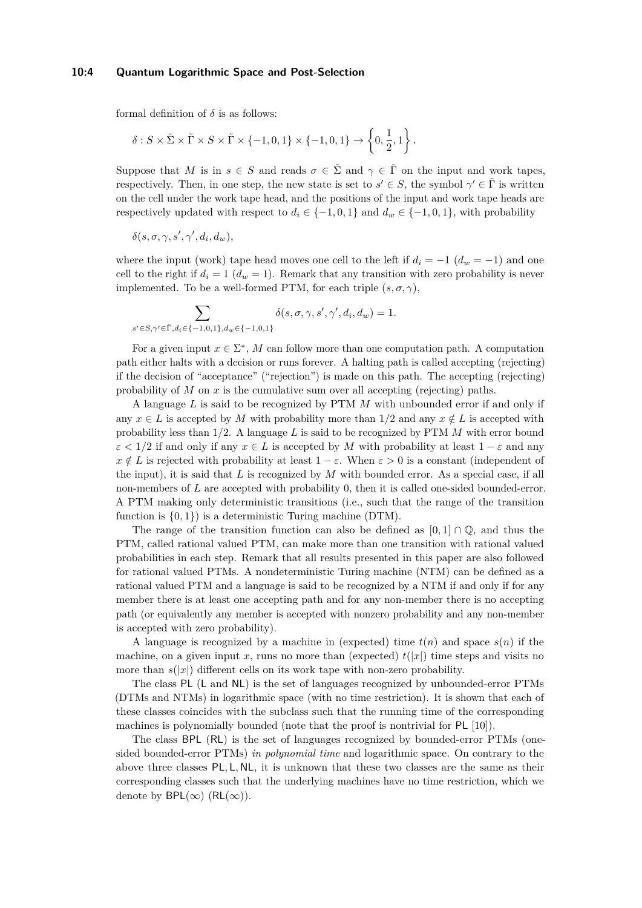formal definition of $\delta$ is as follows:

$$\delta : S \times \tilde{\Sigma} \times \tilde{\Gamma} \times S \times \tilde{\Gamma} \times \{-1,0,1\} \times \{-1,0,1\} \to \left\{0, \frac{1}{2}, 1\right\}.$$

Suppose that $M$ is in $s \in S$ and reads $\sigma \in \tilde{\Sigma}$ and $\gamma \in \tilde{\Gamma}$ on the input and work tapes, respectively. Then, in one step, the new state is set to $s' \in S$, the symbol $\gamma' \in \tilde{\Gamma}$ is written on the cell under the work tape head, and the positions of the input and work tape heads are respectively updated with respect to $d_i \in \{-1,0,1\}$ and $d_w \in \{-1,0,1\}$, with probability

$$\delta(s, \sigma, \gamma, s', \gamma', d_i, d_w),$$

where the input (work) tape head moves one cell to the left if $d_i = -1$ ($d_w = -1$) and one cell to the right if $d_i = 1$ ($d_w = 1$). Remark that any transition with zero probability is never implemented. To be a well-formed PTM, for each triple $(s, \sigma, \gamma)$,

$$\sum_{s' \in S, \gamma' \in \tilde{\Gamma}, d_i \in \{-1,0,1\}, d_w \in \{-1,0,1\}} \delta(s, \sigma, \gamma, s', \gamma', d_i, d_w) = 1.$$

For a given input $x \in \Sigma^*$, $M$ can follow more than one computation path. A computation path either halts with a decision or runs forever. A halting path is called accepting (rejecting) if the decision of "acceptance" ("rejection") is made on this path. The accepting (rejecting) probability of $M$ on $x$ is the cumulative sum over all accepting (rejecting) paths.

A language $L$ is said to be recognized by PTM $M$ with unbounded error if and only if any $x \in L$ is accepted by $M$ with probability more than $1/2$ and any $x \notin L$ is accepted with probability less than $1/2$. A language $L$ is said to be recognized by PTM $M$ with error bound $\varepsilon < 1/2$ if and only if any $x \in L$ is accepted by $M$ with probability at least $1 - \varepsilon$ and any $x \notin L$ is rejected with probability at least $1 - \varepsilon$. When $\varepsilon > 0$ is a constant (independent of the input), it is said that $L$ is recognized by $M$ with bounded error. As a special case, if all non-members of $L$ are accepted with probability 0, then it is called one-sided bounded-error. A PTM making only deterministic transitions (i.e., such that the range of the transition function is $\{0,1\}$) is a deterministic Turing machine (DTM).

The range of the transition function can also be defined as $[0,1] \cap \mathbb{Q}$, and thus the PTM, called rational valued PTM, can make more than one transition with rational valued probabilities in each step. Remark that all results presented in this paper are also followed for rational valued PTMs. A nondeterministic Turing machine (NTM) can be defined as a rational valued PTM and a language is said to be recognized by a NTM if and only if for any member there is at least one accepting path and for any non-member there is no accepting path (or equivalently any member is accepted with nonzero probability and any non-member is accepted with zero probability).

A language is recognized by a machine in (expected) time $t(n)$ and space $s(n)$ if the machine, on a given input $x$, runs no more than (expected) $t(|x|)$ time steps and visits no more than $s(|x|)$ different cells on its work tape with non-zero probability.

The class $\mathsf{PL}$ ($\mathsf{L}$ and $\mathsf{NL}$) is the set of languages recognized by unbounded-error PTMs (DTMs and NTMs) in logarithmic space (with no time restriction). It is shown that each of these classes coincides with the subclass such that the running time of the corresponding machines is polynomially bounded (note that the proof is nontrivial for $\mathsf{PL}$ [10]).

The class $\mathsf{BPL}$ ($\mathsf{RL}$) is the set of languages recognized by bounded-error PTMs (one-sided bounded-error PTMs) *in polynomial time* and logarithmic space. On contrary to the above three classes $\mathsf{PL}, \mathsf{L}, \mathsf{NL}$, it is unknown that these two classes are the same as their corresponding classes such that the underlying machines have no time restriction, which we denote by $\mathsf{BPL}(\infty)$ ($\mathsf{RL}(\infty)$).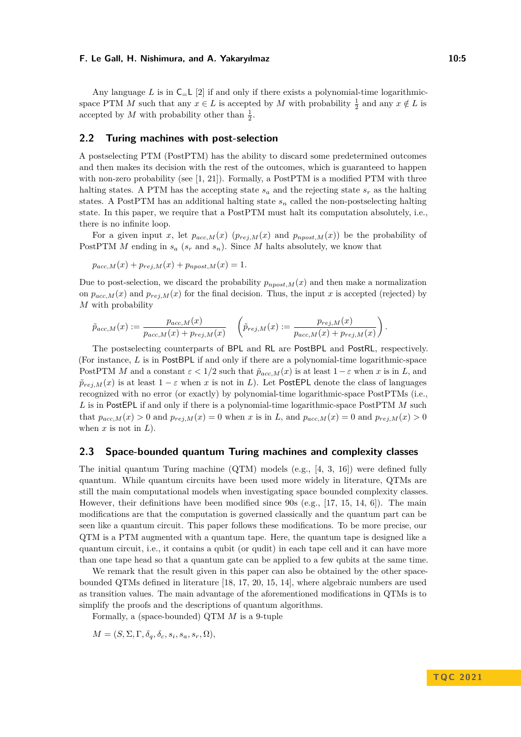Any language $L$ is in $\mathsf{C_{=}L}$ [2] if and only if there exists a polynomial-time logarithmic-space PTM $M$ such that any $x \in L$ is accepted by $M$ with probability $\frac{1}{2}$ and any $x \notin L$ is accepted by $M$ with probability other than $\frac{1}{2}$.

## 2.2 Turing machines with post-selection

A postselecting PTM (PostPTM) has the ability to discard some predetermined outcomes and then makes its decision with the rest of the outcomes, which is guaranteed to happen with non-zero probability (see [1, 21]). Formally, a PostPTM is a modified PTM with three halting states. A PTM has the accepting state $s_a$ and the rejecting state $s_r$ as the halting states. A PostPTM has an additional halting state $s_n$ called the non-postselecting halting state. In this paper, we require that a PostPTM must halt its computation absolutely, i.e., there is no infinite loop.

For a given input $x$, let $p_{acc,M}(x)$ ($p_{rej,M}(x)$ and $p_{npost,M}(x)$) be the probability of PostPTM $M$ ending in $s_a$ ($s_r$ and $s_n$). Since $M$ halts absolutely, we know that

$$p_{acc,M}(x) + p_{rej,M}(x) + p_{npost,M}(x) = 1.$$

Due to post-selection, we discard the probability $p_{npost,M}(x)$ and then make a normalization on $p_{acc,M}(x)$ and $p_{rej,M}(x)$ for the final decision. Thus, the input $x$ is accepted (rejected) by $M$ with probability

$$\tilde{p}_{acc,M}(x) := \frac{p_{acc,M}(x)}{p_{acc,M}(x) + p_{rej,M}(x)} \quad \left( \tilde{p}_{rej,M}(x) := \frac{p_{rej,M}(x)}{p_{acc,M}(x) + p_{rej,M}(x)} \right).$$

The postselecting counterparts of $\mathsf{BPL}$ and $\mathsf{RL}$ are $\mathsf{PostBPL}$ and $\mathsf{PostRL}$, respectively. (For instance, $L$ is in $\mathsf{PostBPL}$ if and only if there are a polynomial-time logarithmic-space PostPTM $M$ and a constant $\varepsilon < 1/2$ such that $\tilde{p}_{acc,M}(x)$ is at least $1 - \varepsilon$ when $x$ is in $L$, and $\tilde{p}_{rej,M}(x)$ is at least $1 - \varepsilon$ when $x$ is not in $L$). Let $\mathsf{PostEPL}$ denote the class of languages recognized with no error (or exactly) by polynomial-time logarithmic-space PostPTMs (i.e., $L$ is in $\mathsf{PostEPL}$ if and only if there is a polynomial-time logarithmic-space PostPTM $M$ such that $p_{acc,M}(x) > 0$ and $p_{rej,M}(x) = 0$ when $x$ is in $L$, and $p_{acc,M}(x) = 0$ and $p_{rej,M}(x) > 0$ when $x$ is not in $L$).

## 2.3 Space-bounded quantum Turing machines and complexity classes

The initial quantum Turing machine (QTM) models (e.g., [4, 3, 16]) were defined fully quantum. While quantum circuits have been used more widely in literature, QTMs are still the main computational models when investigating space bounded complexity classes. However, their definitions have been modified since 90s (e.g., [17, 15, 14, 6]). The main modifications are that the computation is governed classically and the quantum part can be seen like a quantum circuit. This paper follows these modifications. To be more precise, our QTM is a PTM augmented with a quantum tape. Here, the quantum tape is designed like a quantum circuit, i.e., it contains a qubit (or qudit) in each tape cell and it can have more than one tape head so that a quantum gate can be applied to a few qubits at the same time.

We remark that the result given in this paper can also be obtained by the other space-bounded QTMs defined in literature [18, 17, 20, 15, 14], where algebraic numbers are used as transition values. The main advantage of the aforementioned modifications in QTMs is to simplify the proofs and the descriptions of quantum algorithms.

Formally, a (space-bounded) QTM $M$ is a 9-tuple

$$M = (S, \Sigma, \Gamma, \delta_q, \delta_c, s_i, s_a, s_r, \Omega),$$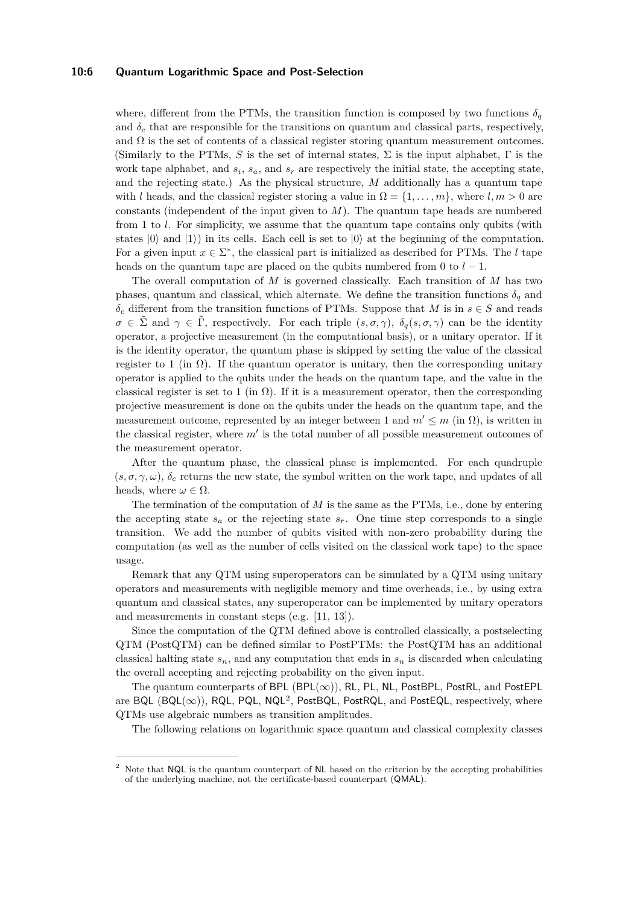where, different from the PTMs, the transition function is composed by two functions $\delta_q$ and $\delta_c$ that are responsible for the transitions on quantum and classical parts, respectively, and $\Omega$ is the set of contents of a classical register storing quantum measurement outcomes. (Similarly to the PTMs, $S$ is the set of internal states, $\Sigma$ is the input alphabet, $\Gamma$ is the work tape alphabet, and $s_i$, $s_a$, and $s_r$ are respectively the initial state, the accepting state, and the rejecting state.) As the physical structure, $M$ additionally has a quantum tape with $l$ heads, and the classical register storing a value in $\Omega = \{1, \ldots, m\}$, where $l, m > 0$ are constants (independent of the input given to $M$). The quantum tape heads are numbered from 1 to $l$. For simplicity, we assume that the quantum tape contains only qubits (with states $|0\rangle$ and $|1\rangle$) in its cells. Each cell is set to $|0\rangle$ at the beginning of the computation. For a given input $x \in \Sigma^*$, the classical part is initialized as described for PTMs. The $l$ tape heads on the quantum tape are placed on the qubits numbered from 0 to $l-1$.

The overall computation of $M$ is governed classically. Each transition of $M$ has two phases, quantum and classical, which alternate. We define the transition functions $\delta_q$ and $\delta_c$ different from the transition functions of PTMs. Suppose that $M$ is in $s \in S$ and reads $\sigma \in \tilde{\Sigma}$ and $\gamma \in \tilde{\Gamma}$, respectively. For each triple $(s, \sigma, \gamma)$, $\delta_q(s, \sigma, \gamma)$ can be the identity operator, a projective measurement (in the computational basis), or a unitary operator. If it is the identity operator, the quantum phase is skipped by setting the value of the classical register to 1 (in $\Omega$). If the quantum operator is unitary, then the corresponding unitary operator is applied to the qubits under the heads on the quantum tape, and the value in the classical register is set to 1 (in $\Omega$). If it is a measurement operator, then the corresponding projective measurement is done on the qubits under the heads on the quantum tape, and the measurement outcome, represented by an integer between 1 and $m' \leq m$ (in $\Omega$), is written in the classical register, where $m'$ is the total number of all possible measurement outcomes of the measurement operator.

After the quantum phase, the classical phase is implemented. For each quadruple $(s, \sigma, \gamma, \omega)$, $\delta_c$ returns the new state, the symbol written on the work tape, and updates of all heads, where $\omega \in \Omega$.

The termination of the computation of $M$ is the same as the PTMs, i.e., done by entering the accepting state $s_a$ or the rejecting state $s_r$. One time step corresponds to a single transition. We add the number of qubits visited with non-zero probability during the computation (as well as the number of cells visited on the classical work tape) to the space usage.

Remark that any QTM using superoperators can be simulated by a QTM using unitary operators and measurements with negligible memory and time overheads, i.e., by using extra quantum and classical states, any superoperator can be implemented by unitary operators and measurements in constant steps (e.g. [11, 13]).

Since the computation of the QTM defined above is controlled classically, a postselecting QTM (PostQTM) can be defined similar to PostPTMs: the PostQTM has an additional classical halting state $s_n$, and any computation that ends in $s_n$ is discarded when calculating the overall accepting and rejecting probability on the given input.

The quantum counterparts of BPL (BPL($\infty$)), RL, PL, NL, PostBPL, PostRL, and PostEPL are BQL (BQL($\infty$)), RQL, PQL, NQL[2], PostBQL, PostRQL, and PostEQL, respectively, where QTMs use algebraic numbers as transition amplitudes.

The following relations on logarithmic space quantum and classical complexity classes

[2] Note that NQL is the quantum counterpart of NL based on the criterion by the accepting probabilities of the underlying machine, not the certificate-based counterpart (QMAL).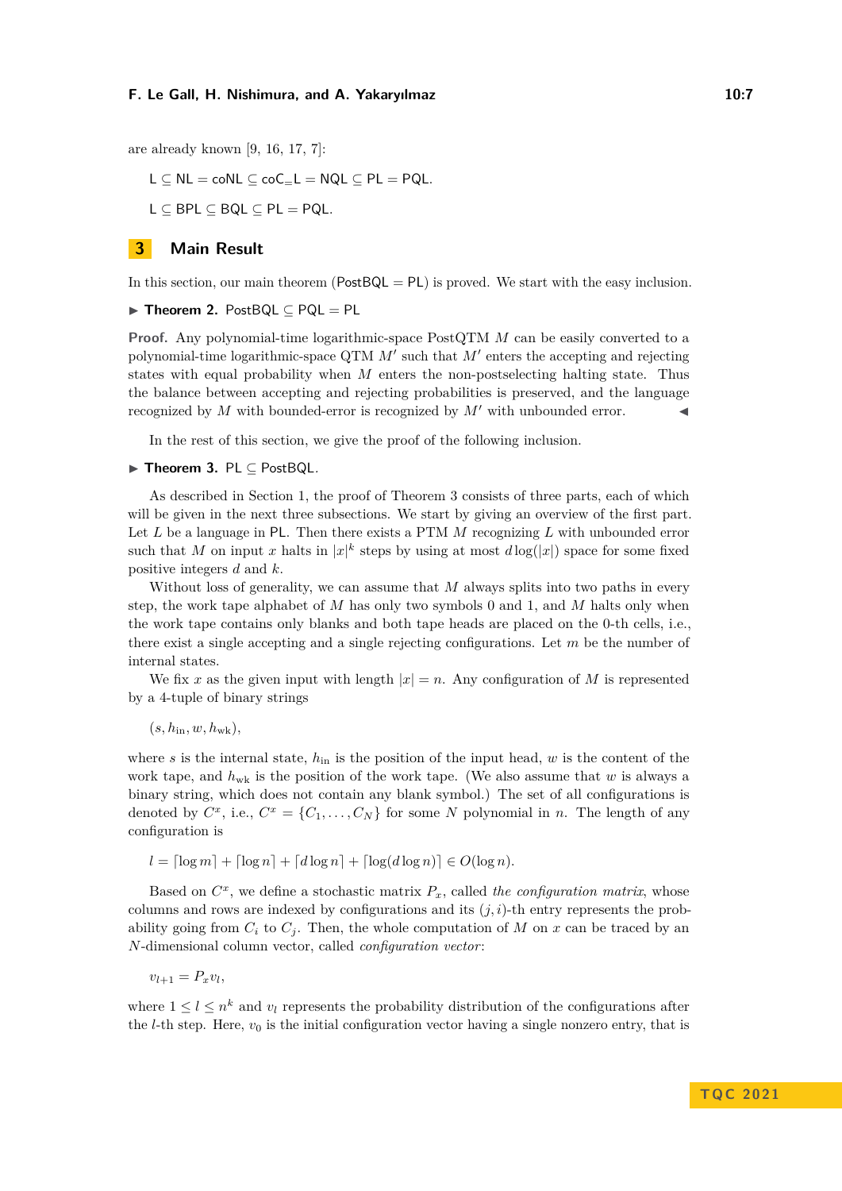are already known [9, 16, 17, 7]:

$\mathsf{L} \subseteq \mathsf{NL} = \mathsf{coNL} \subseteq \mathsf{coC_{=}L} = \mathsf{NQL} \subseteq \mathsf{PL} = \mathsf{PQL}.$

$\mathsf{L} \subseteq \mathsf{BPL} \subseteq \mathsf{BQL} \subseteq \mathsf{PL} = \mathsf{PQL}.$

## 3 Main Result

In this section, our main theorem ($\mathsf{PostBQL} = \mathsf{PL}$) is proved. We start with the easy inclusion.

▶ **Theorem 2.** $\mathsf{PostBQL} \subseteq \mathsf{PQL} = \mathsf{PL}$

**Proof.** Any polynomial-time logarithmic-space PostQTM $M$ can be easily converted to a polynomial-time logarithmic-space QTM $M'$ such that $M'$ enters the accepting and rejecting states with equal probability when $M$ enters the non-postselecting halting state. Thus the balance between accepting and rejecting probabilities is preserved, and the language recognized by $M$ with bounded-error is recognized by $M'$ with unbounded error. ◀

In the rest of this section, we give the proof of the following inclusion.

▶ **Theorem 3.** $\mathsf{PL} \subseteq \mathsf{PostBQL}$.

As described in Section 1, the proof of Theorem 3 consists of three parts, each of which will be given in the next three subsections. We start by giving an overview of the first part. Let $L$ be a language in $\mathsf{PL}$. Then there exists a PTM $M$ recognizing $L$ with unbounded error such that $M$ on input $x$ halts in $|x|^k$ steps by using at most $d\log(|x|)$ space for some fixed positive integers $d$ and $k$.

Without loss of generality, we can assume that $M$ always splits into two paths in every step, the work tape alphabet of $M$ has only two symbols 0 and 1, and $M$ halts only when the work tape contains only blanks and both tape heads are placed on the 0-th cells, i.e., there exist a single accepting and a single rejecting configurations. Let $m$ be the number of internal states.

We fix $x$ as the given input with length $|x| = n$. Any configuration of $M$ is represented by a 4-tuple of binary strings

$$(s, h_{\text{in}}, w, h_{\text{wk}}),$$

where $s$ is the internal state, $h_{\text{in}}$ is the position of the input head, $w$ is the content of the work tape, and $h_{\text{wk}}$ is the position of the work tape. (We also assume that $w$ is always a binary string, which does not contain any blank symbol.) The set of all configurations is denoted by $C^x$, i.e., $C^x = \{C_1, \ldots, C_N\}$ for some $N$ polynomial in $n$. The length of any configuration is

$$l = \lceil \log m \rceil + \lceil \log n \rceil + \lceil d \log n \rceil + \lceil \log(d \log n) \rceil \in O(\log n).$$

Based on $C^x$, we define a stochastic matrix $P_x$, called *the configuration matrix*, whose columns and rows are indexed by configurations and its $(j,i)$-th entry represents the probability going from $C_i$ to $C_j$. Then, the whole computation of $M$ on $x$ can be traced by an $N$-dimensional column vector, called *configuration vector*:

$$v_{l+1} = P_x v_l,$$

where $1 \leq l \leq n^k$ and $v_l$ represents the probability distribution of the configurations after the $l$-th step. Here, $v_0$ is the initial configuration vector having a single nonzero entry, that is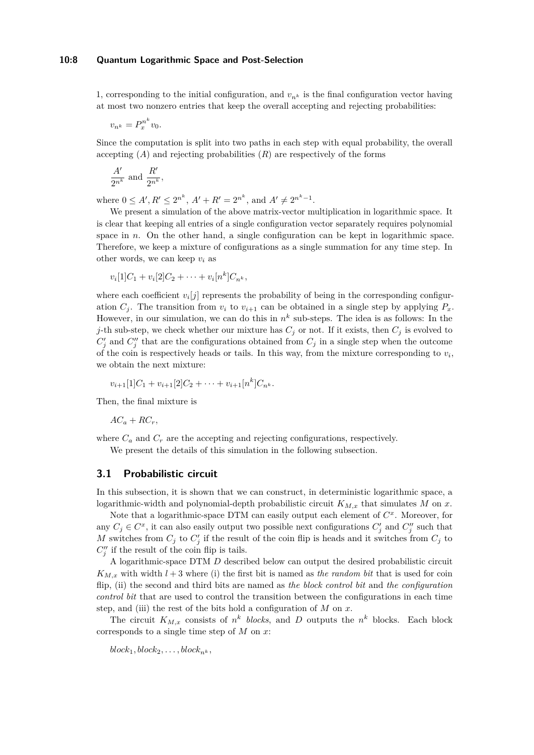1, corresponding to the initial configuration, and $v_{n^k}$ is the final configuration vector having at most two nonzero entries that keep the overall accepting and rejecting probabilities:

$$v_{n^k} = P_x^{n^k} v_0.$$

Since the computation is split into two paths in each step with equal probability, the overall accepting ($A$) and rejecting probabilities ($R$) are respectively of the forms

$$\frac{A'}{2^{n^k}} \text{ and } \frac{R'}{2^{n^k}},$$

where $0 \leq A', R' \leq 2^{n^k}$, $A' + R' = 2^{n^k}$, and $A' \neq 2^{n^k-1}$.

We present a simulation of the above matrix-vector multiplication in logarithmic space. It is clear that keeping all entries of a single configuration vector separately requires polynomial space in $n$. On the other hand, a single configuration can be kept in logarithmic space. Therefore, we keep a mixture of configurations as a single summation for any time step. In other words, we can keep $v_i$ as

$$v_i[1]C_1 + v_i[2]C_2 + \cdots + v_i[n^k]C_{n^k},$$

where each coefficient $v_i[j]$ represents the probability of being in the corresponding configuration $C_j$. The transition from $v_i$ to $v_{i+1}$ can be obtained in a single step by applying $P_x$. However, in our simulation, we can do this in $n^k$ sub-steps. The idea is as follows: In the $j$-th sub-step, we check whether our mixture has $C_j$ or not. If it exists, then $C_j$ is evolved to $C'_j$ and $C''_j$ that are the configurations obtained from $C_j$ in a single step when the outcome of the coin is respectively heads or tails. In this way, from the mixture corresponding to $v_i$, we obtain the next mixture:

$$v_{i+1}[1]C_1 + v_{i+1}[2]C_2 + \cdots + v_{i+1}[n^k]C_{n^k}.$$

Then, the final mixture is

$$AC_a + RC_r,$$

where $C_a$ and $C_r$ are the accepting and rejecting configurations, respectively.

We present the details of this simulation in the following subsection.

## 3.1 Probabilistic circuit

In this subsection, it is shown that we can construct, in deterministic logarithmic space, a logarithmic-width and polynomial-depth probabilistic circuit $K_{M,x}$ that simulates $M$ on $x$.

Note that a logarithmic-space DTM can easily output each element of $C^x$. Moreover, for any $C_j \in C^x$, it can also easily output two possible next configurations $C'_j$ and $C''_j$ such that $M$ switches from $C_j$ to $C'_j$ if the result of the coin flip is heads and it switches from $C_j$ to $C''_j$ if the result of the coin flip is tails.

A logarithmic-space DTM $D$ described below can output the desired probabilistic circuit $K_{M,x}$ with width $l + 3$ where (i) the first bit is named as *the random bit* that is used for coin flip, (ii) the second and third bits are named as *the block control bit* and *the configuration control bit* that are used to control the transition between the configurations in each time step, and (iii) the rest of the bits hold a configuration of $M$ on $x$.

The circuit $K_{M,x}$ consists of $n^k$ *blocks*, and $D$ outputs the $n^k$ blocks. Each block corresponds to a single time step of $M$ on $x$:

$$block_1, block_2, \ldots, block_{n^k},$$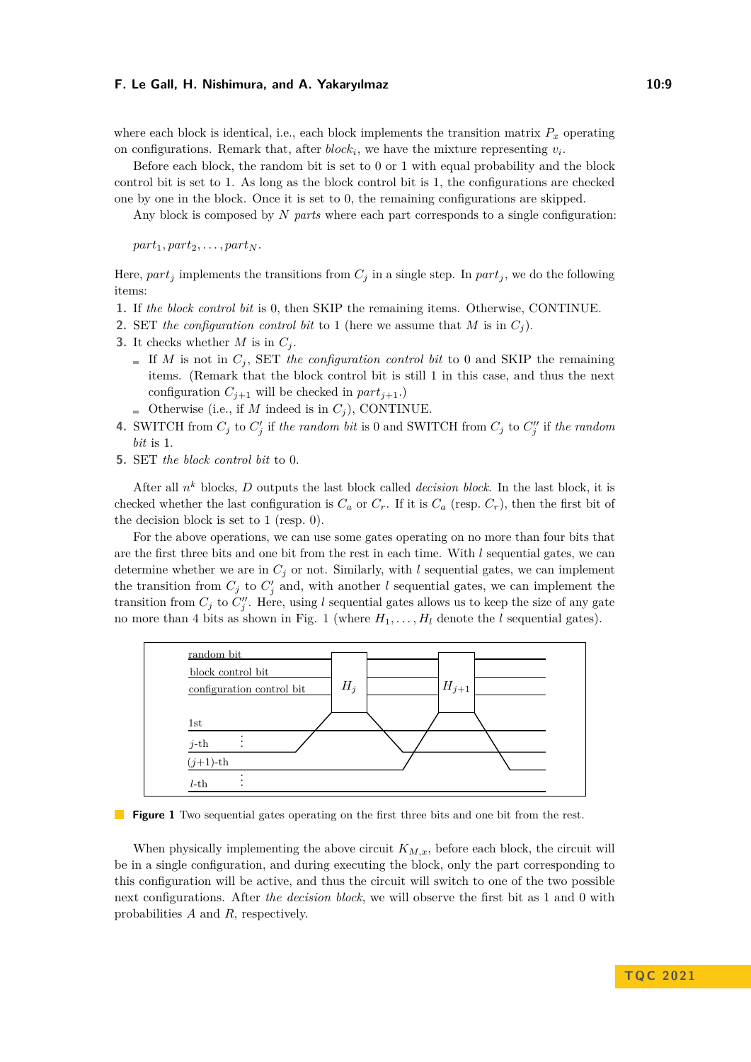where each block is identical, i.e., each block implements the transition matrix $P_x$ operating on configurations. Remark that, after $block_i$, we have the mixture representing $v_i$.

Before each block, the random bit is set to 0 or 1 with equal probability and the block control bit is set to 1. As long as the block control bit is 1, the configurations are checked one by one in the block. Once it is set to 0, the remaining configurations are skipped.

Any block is composed by $N$ *parts* where each part corresponds to a single configuration:

$part_1, part_2, \ldots, part_N$.

Here, $part_j$ implements the transitions from $C_j$ in a single step. In $part_j$, we do the following items:

1. If *the block control bit* is 0, then SKIP the remaining items. Otherwise, CONTINUE.
2. SET *the configuration control bit* to 1 (here we assume that $M$ is in $C_j$).
3. It checks whether $M$ is in $C_j$.
   - If $M$ is not in $C_j$, SET *the configuration control bit* to 0 and SKIP the remaining items. (Remark that the block control bit is still 1 in this case, and thus the next configuration $C_{j+1}$ will be checked in $part_{j+1}$.)
   - Otherwise (i.e., if $M$ indeed is in $C_j$), CONTINUE.
4. SWITCH from $C_j$ to $C'_j$ if *the random bit* is 0 and SWITCH from $C_j$ to $C''_j$ if *the random bit* is 1.
5. SET *the block control bit* to 0.

After all $n^k$ blocks, $D$ outputs the last block called *decision block*. In the last block, it is checked whether the last configuration is $C_a$ or $C_r$. If it is $C_a$ (resp. $C_r$), then the first bit of the decision block is set to 1 (resp. 0).

For the above operations, we can use some gates operating on no more than four bits that are the first three bits and one bit from the rest in each time. With $l$ sequential gates, we can determine whether we are in $C_j$ or not. Similarly, with $l$ sequential gates, we can implement the transition from $C_j$ to $C'_j$ and, with another $l$ sequential gates, we can implement the transition from $C_j$ to $C''_j$. Here, using $l$ sequential gates allows us to keep the size of any gate no more than 4 bits as shown in Fig. 1 (where $H_1, \ldots, H_l$ denote the $l$ sequential gates).

**Figure 1** Two sequential gates operating on the first three bits and one bit from the rest.

When physically implementing the above circuit $K_{M,x}$, before each block, the circuit will be in a single configuration, and during executing the block, only the part corresponding to this configuration will be active, and thus the circuit will switch to one of the two possible next configurations. After *the decision block*, we will observe the first bit as 1 and 0 with probabilities $A$ and $R$, respectively.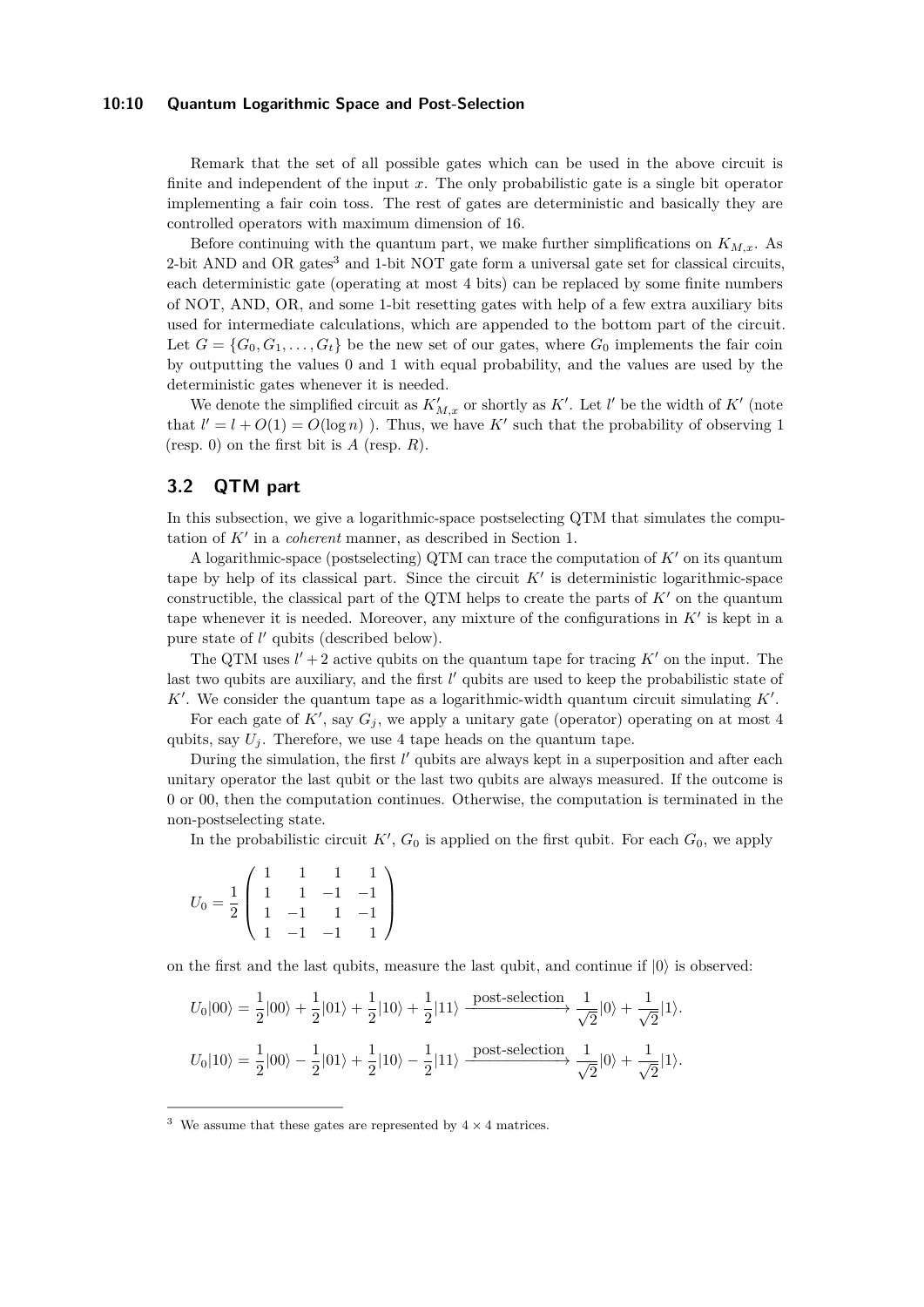Remark that the set of all possible gates which can be used in the above circuit is finite and independent of the input $x$. The only probabilistic gate is a single bit operator implementing a fair coin toss. The rest of gates are deterministic and basically they are controlled operators with maximum dimension of 16.

Before continuing with the quantum part, we make further simplifications on $K_{M,x}$. As 2-bit AND and OR gates[3] and 1-bit NOT gate form a universal gate set for classical circuits, each deterministic gate (operating at most 4 bits) can be replaced by some finite numbers of NOT, AND, OR, and some 1-bit resetting gates with help of a few extra auxiliary bits used for intermediate calculations, which are appended to the bottom part of the circuit. Let $G = \{G_0, G_1, \ldots, G_t\}$ be the new set of our gates, where $G_0$ implements the fair coin by outputting the values 0 and 1 with equal probability, and the values are used by the deterministic gates whenever it is needed.

We denote the simplified circuit as $K'_{M,x}$ or shortly as $K'$. Let $l'$ be the width of $K'$ (note that $l' = l + O(1) = O(\log n)$ ). Thus, we have $K'$ such that the probability of observing 1 (resp. 0) on the first bit is $A$ (resp. $R$).

## 3.2 QTM part

In this subsection, we give a logarithmic-space postselecting QTM that simulates the computation of $K'$ in a *coherent* manner, as described in Section 1.

A logarithmic-space (postselecting) QTM can trace the computation of $K'$ on its quantum tape by help of its classical part. Since the circuit $K'$ is deterministic logarithmic-space constructible, the classical part of the QTM helps to create the parts of $K'$ on the quantum tape whenever it is needed. Moreover, any mixture of the configurations in $K'$ is kept in a pure state of $l'$ qubits (described below).

The QTM uses $l' + 2$ active qubits on the quantum tape for tracing $K'$ on the input. The last two qubits are auxiliary, and the first $l'$ qubits are used to keep the probabilistic state of $K'$. We consider the quantum tape as a logarithmic-width quantum circuit simulating $K'$.

For each gate of $K'$, say $G_j$, we apply a unitary gate (operator) operating on at most 4 qubits, say $U_j$. Therefore, we use 4 tape heads on the quantum tape.

During the simulation, the first $l'$ qubits are always kept in a superposition and after each unitary operator the last qubit or the last two qubits are always measured. If the outcome is 0 or 00, then the computation continues. Otherwise, the computation is terminated in the non-postselecting state.

In the probabilistic circuit $K'$, $G_0$ is applied on the first qubit. For each $G_0$, we apply

$$U_0 = \frac{1}{2} \begin{pmatrix} 1 & 1 & 1 & 1 \\ 1 & 1 & -1 & -1 \\ 1 & -1 & 1 & -1 \\ 1 & -1 & -1 & 1 \end{pmatrix}$$

on the first and the last qubits, measure the last qubit, and continue if $|0\rangle$ is observed:

$$U_0|00\rangle = \frac{1}{2}|00\rangle + \frac{1}{2}|01\rangle + \frac{1}{2}|10\rangle + \frac{1}{2}|11\rangle \xrightarrow{\text{post-selection}} \frac{1}{\sqrt{2}}|0\rangle + \frac{1}{\sqrt{2}}|1\rangle.$$

$$U_0|10\rangle = \frac{1}{2}|00\rangle - \frac{1}{2}|01\rangle + \frac{1}{2}|10\rangle - \frac{1}{2}|11\rangle \xrightarrow{\text{post-selection}} \frac{1}{\sqrt{2}}|0\rangle + \frac{1}{\sqrt{2}}|1\rangle.$$

---

[3] We assume that these gates are represented by $4 \times 4$ matrices.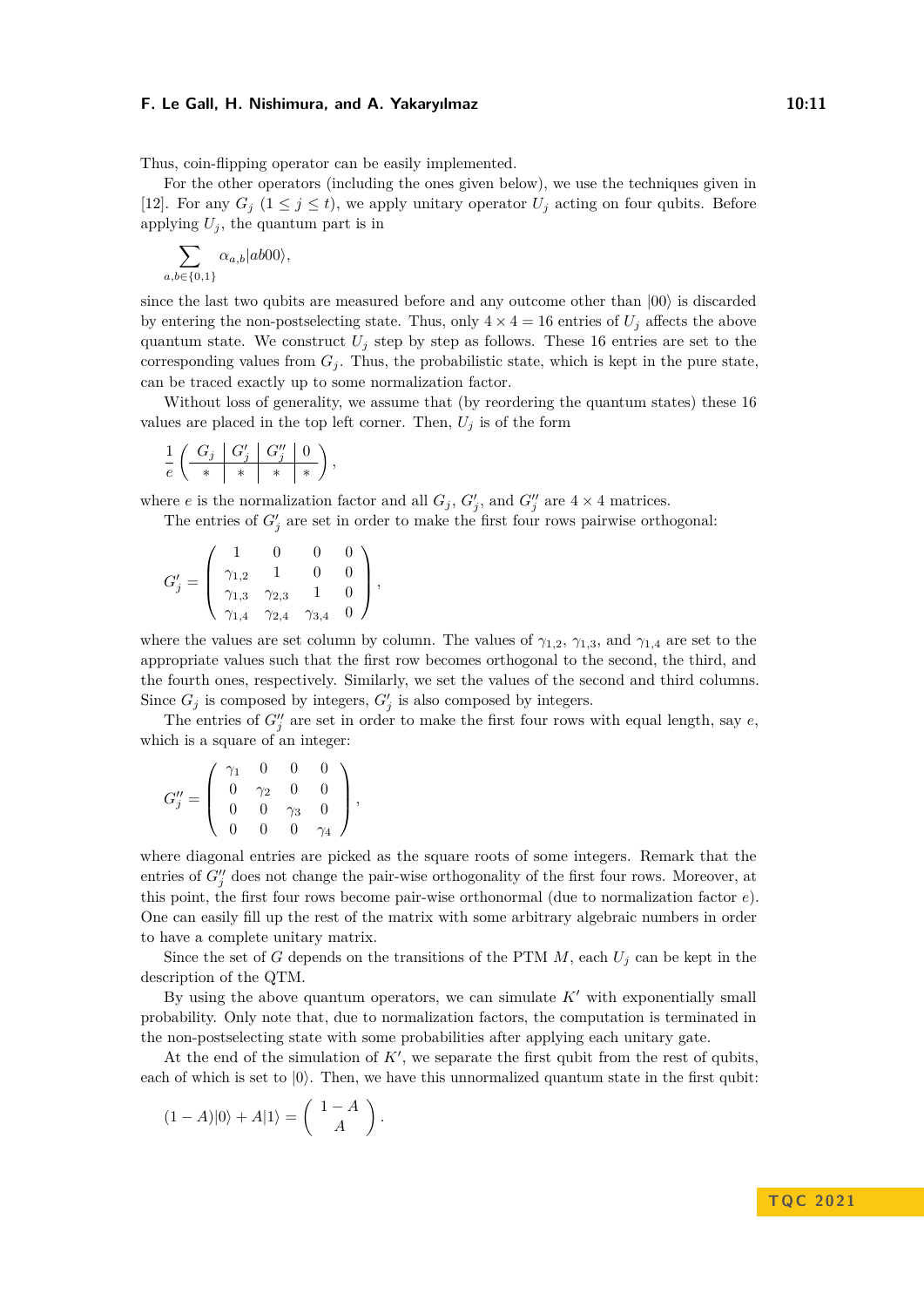Thus, coin-flipping operator can be easily implemented.

For the other operators (including the ones given below), we use the techniques given in [12]. For any $G_j$ ($1 \leq j \leq t$), we apply unitary operator $U_j$ acting on four qubits. Before applying $U_j$, the quantum part is in

$$\sum_{a,b \in \{0,1\}} \alpha_{a,b} |ab00\rangle,$$

since the last two qubits are measured before and any outcome other than $|00\rangle$ is discarded by entering the non-postselecting state. Thus, only $4 \times 4 = 16$ entries of $U_j$ affects the above quantum state. We construct $U_j$ step by step as follows. These 16 entries are set to the corresponding values from $G_j$. Thus, the probabilistic state, which is kept in the pure state, can be traced exactly up to some normalization factor.

Without loss of generality, we assume that (by reordering the quantum states) these 16 values are placed in the top left corner. Then, $U_j$ is of the form

$$\frac{1}{e} \left( \begin{array}{c|c|c|c} G_j & G'_j & G''_j & 0 \\ \hline * & * & * & * \end{array} \right),$$

where $e$ is the normalization factor and all $G_j$, $G'_j$, and $G''_j$ are $4 \times 4$ matrices.

The entries of $G'_j$ are set in order to make the first four rows pairwise orthogonal:

$$G'_j = \begin{pmatrix} 1 & 0 & 0 & 0 \\ \gamma_{1,2} & 1 & 0 & 0 \\ \gamma_{1,3} & \gamma_{2,3} & 1 & 0 \\ \gamma_{1,4} & \gamma_{2,4} & \gamma_{3,4} & 0 \end{pmatrix},$$

where the values are set column by column. The values of $\gamma_{1,2}$, $\gamma_{1,3}$, and $\gamma_{1,4}$ are set to the appropriate values such that the first row becomes orthogonal to the second, the third, and the fourth ones, respectively. Similarly, we set the values of the second and third columns. Since $G_j$ is composed by integers, $G'_j$ is also composed by integers.

The entries of $G''_j$ are set in order to make the first four rows with equal length, say $e$, which is a square of an integer:

$$G''_j = \begin{pmatrix} \gamma_1 & 0 & 0 & 0 \\ 0 & \gamma_2 & 0 & 0 \\ 0 & 0 & \gamma_3 & 0 \\ 0 & 0 & 0 & \gamma_4 \end{pmatrix},$$

where diagonal entries are picked as the square roots of some integers. Remark that the entries of $G''_j$ does not change the pair-wise orthogonality of the first four rows. Moreover, at this point, the first four rows become pair-wise orthonormal (due to normalization factor $e$). One can easily fill up the rest of the matrix with some arbitrary algebraic numbers in order to have a complete unitary matrix.

Since the set of $G$ depends on the transitions of the PTM $M$, each $U_j$ can be kept in the description of the QTM.

By using the above quantum operators, we can simulate $K'$ with exponentially small probability. Only note that, due to normalization factors, the computation is terminated in the non-postselecting state with some probabilities after applying each unitary gate.

At the end of the simulation of $K'$, we separate the first qubit from the rest of qubits, each of which is set to $|0\rangle$. Then, we have this unnormalized quantum state in the first qubit:

$$(1 - A)|0\rangle + A|1\rangle = \begin{pmatrix} 1 - A \\ A \end{pmatrix}.$$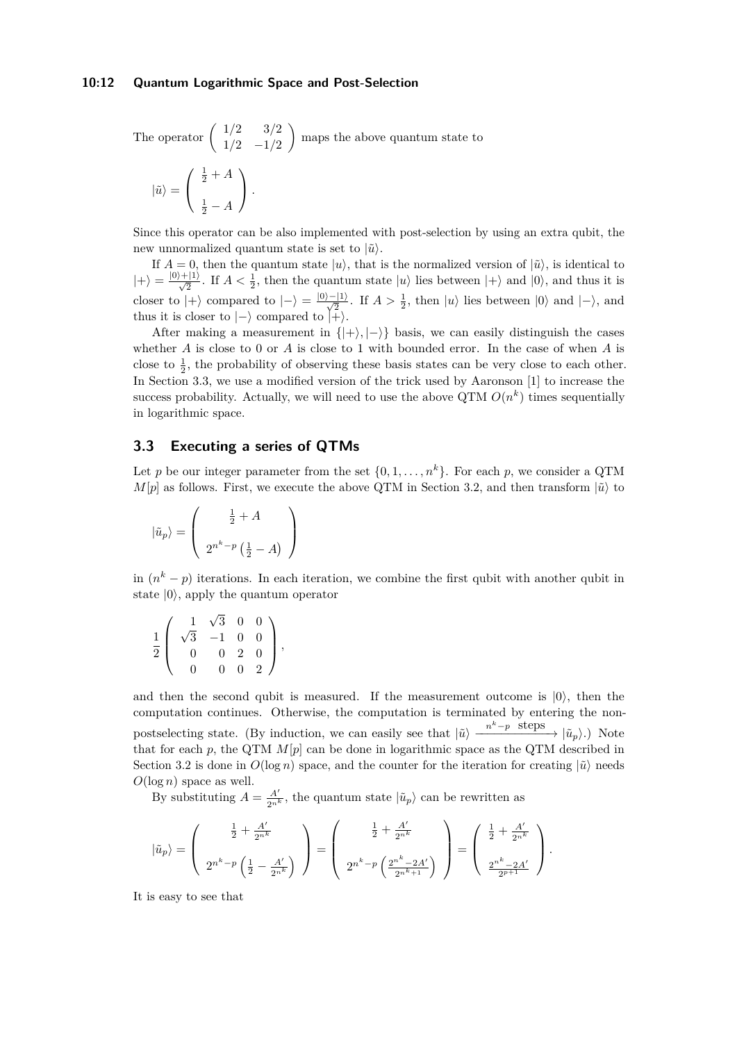The operator $\begin{pmatrix} 1/2 & 3/2 \\ 1/2 & -1/2 \end{pmatrix}$ maps the above quantum state to

$$|\tilde{u}\rangle = \begin{pmatrix} \frac{1}{2} + A \\ \\ \frac{1}{2} - A \end{pmatrix}.$$

Since this operator can be also implemented with post-selection by using an extra qubit, the new unnormalized quantum state is set to $|\tilde{u}\rangle$.

If $A = 0$, then the quantum state $|u\rangle$, that is the normalized version of $|\tilde{u}\rangle$, is identical to $|+\rangle = \frac{|0\rangle+|1\rangle}{\sqrt{2}}$. If $A < \frac{1}{2}$, then the quantum state $|u\rangle$ lies between $|+\rangle$ and $|0\rangle$, and thus it is closer to $|+\rangle$ compared to $|-\rangle = \frac{|0\rangle-|1\rangle}{\sqrt{2}}$. If $A > \frac{1}{2}$, then $|u\rangle$ lies between $|0\rangle$ and $|-\rangle$, and thus it is closer to $|-\rangle$ compared to $|+\rangle$.

After making a measurement in $\{|+\rangle, |-\rangle\}$ basis, we can easily distinguish the cases whether $A$ is close to 0 or $A$ is close to 1 with bounded error. In the case of when $A$ is close to $\frac{1}{2}$, the probability of observing these basis states can be very close to each other. In Section 3.3, we use a modified version of the trick used by Aaronson [1] to increase the success probability. Actually, we will need to use the above QTM $O(n^k)$ times sequentially in logarithmic space.

## 3.3 Executing a series of QTMs

Let $p$ be our integer parameter from the set $\{0, 1, \ldots, n^k\}$. For each $p$, we consider a QTM $M[p]$ as follows. First, we execute the above QTM in Section 3.2, and then transform $|\tilde{u}\rangle$ to

$$|\tilde{u}_p\rangle = \begin{pmatrix} \frac{1}{2} + A \\ \\ 2^{n^k-p}\left(\frac{1}{2} - A\right) \end{pmatrix}$$

in $(n^k - p)$ iterations. In each iteration, we combine the first qubit with another qubit in state $|0\rangle$, apply the quantum operator

$$\frac{1}{2}\begin{pmatrix} 1 & \sqrt{3} & 0 & 0 \\ \sqrt{3} & -1 & 0 & 0 \\ 0 & 0 & 2 & 0 \\ 0 & 0 & 0 & 2 \end{pmatrix},$$

and then the second qubit is measured. If the measurement outcome is $|0\rangle$, then the computation continues. Otherwise, the computation is terminated by entering the non-postselecting state. (By induction, we can easily see that $|\tilde{u}\rangle \xrightarrow{n^k-p \text{ steps}} |\tilde{u}_p\rangle$.) Note that for each $p$, the QTM $M[p]$ can be done in logarithmic space as the QTM described in Section 3.2 is done in $O(\log n)$ space, and the counter for the iteration for creating $|\tilde{u}\rangle$ needs $O(\log n)$ space as well.

By substituting $A = \frac{A'}{2^{n^k}}$, the quantum state $|\tilde{u}_p\rangle$ can be rewritten as

$$|\tilde{u}_p\rangle = \begin{pmatrix} \frac{1}{2} + \frac{A'}{2^{n^k}} \\ \\ 2^{n^k-p}\left(\frac{1}{2} - \frac{A'}{2^{n^k}}\right) \end{pmatrix} = \begin{pmatrix} \frac{1}{2} + \frac{A'}{2^{n^k}} \\ \\ 2^{n^k-p}\left(\frac{2^{n^k}-2A'}{2^{n^k+1}}\right) \end{pmatrix} = \begin{pmatrix} \frac{1}{2} + \frac{A'}{2^{n^k}} \\ \\ \frac{2^{n^k}-2A'}{2^{p+1}} \end{pmatrix}.$$

It is easy to see that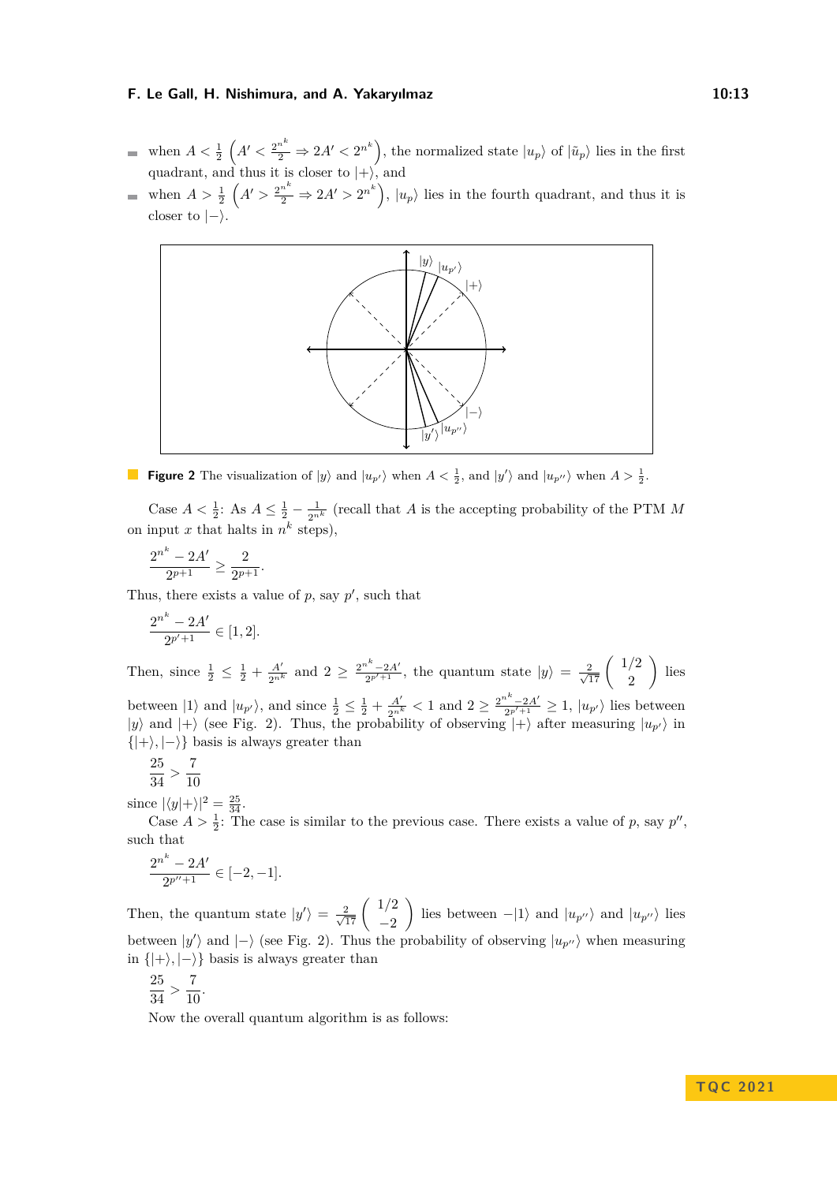- when $A < \frac{1}{2}$ $\left(A' < \frac{2^{n^k}}{2} \Rightarrow 2A' < 2^{n^k}\right)$, the normalized state $|u_p\rangle$ of $|\tilde{u}_p\rangle$ lies in the first quadrant, and thus it is closer to $|+\rangle$, and
- when $A > \frac{1}{2}$ $\left(A' > \frac{2^{n^k}}{2} \Rightarrow 2A' > 2^{n^k}\right)$, $|u_p\rangle$ lies in the fourth quadrant, and thus it is closer to $|-\rangle$.

**Figure 2** The visualization of $|y\rangle$ and $|u_{p'}\rangle$ when $A < \frac{1}{2}$, and $|y'\rangle$ and $|u_{p''}\rangle$ when $A > \frac{1}{2}$.

Case $A < \frac{1}{2}$: As $A \leq \frac{1}{2} - \frac{1}{2^{n^k}}$ (recall that $A$ is the accepting probability of the PTM $M$ on input $x$ that halts in $n^k$ steps),

$$\frac{2^{n^k} - 2A'}{2^{p+1}} \geq \frac{2}{2^{p+1}}.$$

Thus, there exists a value of $p$, say $p'$, such that

$$\frac{2^{n^k} - 2A'}{2^{p'+1}} \in [1, 2].$$

Then, since $\frac{1}{2} \leq \frac{1}{2} + \frac{A'}{2^{n^k}}$ and $2 \geq \frac{2^{n^k} - 2A'}{2^{p'+1}}$, the quantum state $|y\rangle = \frac{2}{\sqrt{17}} \begin{pmatrix} 1/2 \\ 2 \end{pmatrix}$ lies between $|1\rangle$ and $|u_{p'}\rangle$, and since $\frac{1}{2} \leq \frac{1}{2} + \frac{A'}{2^{n^k}} < 1$ and $2 \geq \frac{2^{n^k} - 2A'}{2^{p'+1}} \geq 1$, $|u_{p'}\rangle$ lies between $|y\rangle$ and $|+\rangle$ (see Fig. 2). Thus, the probability of observing $|+\rangle$ after measuring $|u_{p'}\rangle$ in $\{|+\rangle, |-\rangle\}$ basis is always greater than

$$\frac{25}{34} > \frac{7}{10}$$

since $|\langle y|+\rangle|^2 = \frac{25}{34}$.

Case $A > \frac{1}{2}$: The case is similar to the previous case. There exists a value of $p$, say $p''$, such that

$$\frac{2^{n^k} - 2A'}{2^{p''+1}} \in [-2, -1].$$

Then, the quantum state $|y'\rangle = \frac{2}{\sqrt{17}} \begin{pmatrix} 1/2 \\ -2 \end{pmatrix}$ lies between $-|1\rangle$ and $|u_{p''}\rangle$ and $|u_{p''}\rangle$ lies between $|y'\rangle$ and $|-\rangle$ (see Fig. 2). Thus the probability of observing $|u_{p''}\rangle$ when measuring in $\{|+\rangle, |-\rangle\}$ basis is always greater than

$$\frac{25}{34} > \frac{7}{10}.$$

Now the overall quantum algorithm is as follows: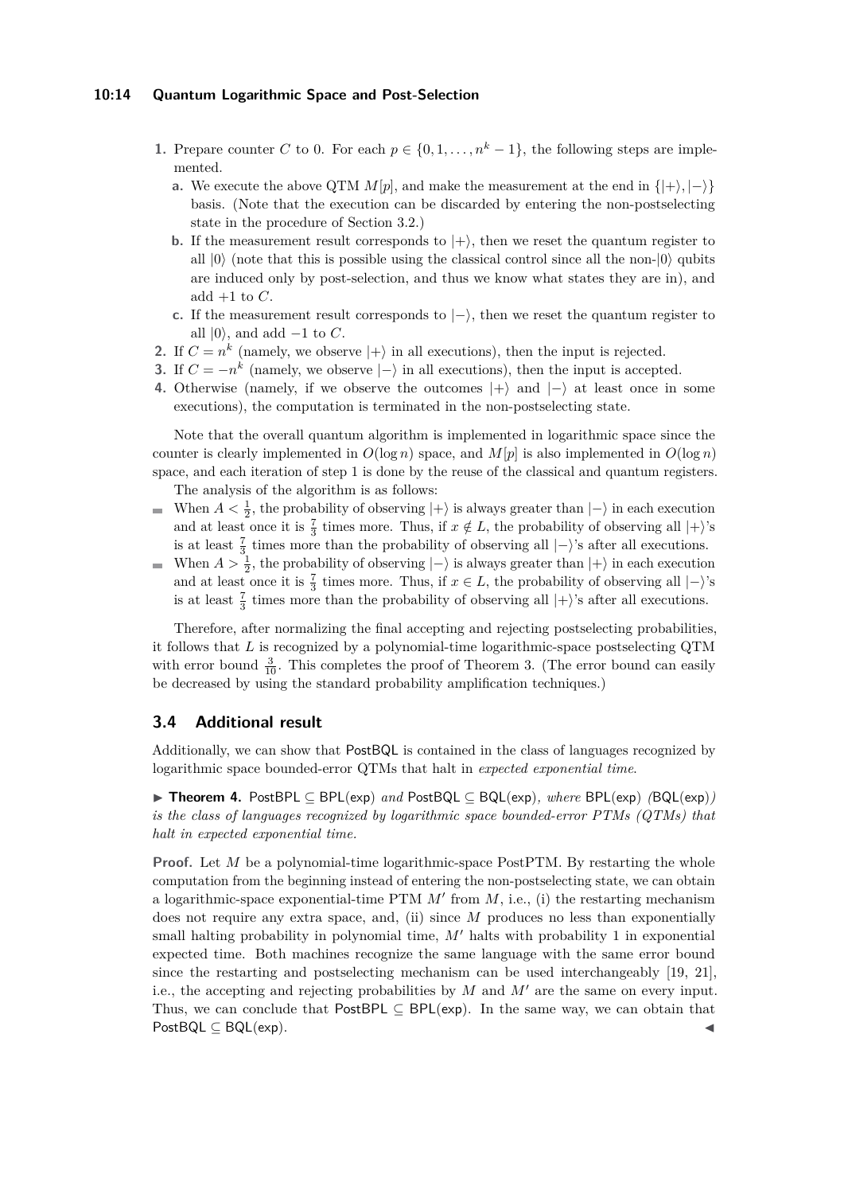1. Prepare counter $C$ to 0. For each $p \in \{0, 1, \ldots, n^k - 1\}$, the following steps are implemented.
   a. We execute the above QTM $M[p]$, and make the measurement at the end in $\{|+\rangle, |-\rangle\}$ basis. (Note that the execution can be discarded by entering the non-postselecting state in the procedure of Section 3.2.)
   b. If the measurement result corresponds to $|+\rangle$, then we reset the quantum register to all $|0\rangle$ (note that this is possible using the classical control since all the non-$|0\rangle$ qubits are induced only by post-selection, and thus we know what states they are in), and add $+1$ to $C$.
   c. If the measurement result corresponds to $|-\rangle$, then we reset the quantum register to all $|0\rangle$, and add $-1$ to $C$.
2. If $C = n^k$ (namely, we observe $|+\rangle$ in all executions), then the input is rejected.
3. If $C = -n^k$ (namely, we observe $|-\rangle$ in all executions), then the input is accepted.
4. Otherwise (namely, if we observe the outcomes $|+\rangle$ and $|-\rangle$ at least once in some executions), the computation is terminated in the non-postselecting state.

Note that the overall quantum algorithm is implemented in logarithmic space since the counter is clearly implemented in $O(\log n)$ space, and $M[p]$ is also implemented in $O(\log n)$ space, and each iteration of step 1 is done by the reuse of the classical and quantum registers.

The analysis of the algorithm is as follows:

- When $A < \frac{1}{2}$, the probability of observing $|+\rangle$ is always greater than $|-\rangle$ in each execution and at least once it is $\frac{7}{3}$ times more. Thus, if $x \notin L$, the probability of observing all $|+\rangle$'s is at least $\frac{7}{3}$ times more than the probability of observing all $|-\rangle$'s after all executions.
- When $A > \frac{1}{2}$, the probability of observing $|-\rangle$ is always greater than $|+\rangle$ in each execution and at least once it is $\frac{7}{3}$ times more. Thus, if $x \in L$, the probability of observing all $|-\rangle$'s is at least $\frac{7}{3}$ times more than the probability of observing all $|+\rangle$'s after all executions.

Therefore, after normalizing the final accepting and rejecting postselecting probabilities, it follows that $L$ is recognized by a polynomial-time logarithmic-space postselecting QTM with error bound $\frac{3}{10}$. This completes the proof of Theorem 3. (The error bound can easily be decreased by using the standard probability amplification techniques.)

## 3.4 Additional result

Additionally, we can show that PostBQL is contained in the class of languages recognized by logarithmic space bounded-error QTMs that halt in *expected exponential time*.

▶ **Theorem 4.** PostBPL $\subseteq$ BPL(exp) *and* PostBQL $\subseteq$ BQL(exp)*, where* BPL(exp) *(*BQL(exp)*) is the class of languages recognized by logarithmic space bounded-error PTMs (QTMs) that halt in expected exponential time.*

**Proof.** Let $M$ be a polynomial-time logarithmic-space PostPTM. By restarting the whole computation from the beginning instead of entering the non-postselecting state, we can obtain a logarithmic-space exponential-time PTM $M'$ from $M$, i.e., (i) the restarting mechanism does not require any extra space, and, (ii) since $M$ produces no less than exponentially small halting probability in polynomial time, $M'$ halts with probability 1 in exponential expected time. Both machines recognize the same language with the same error bound since the restarting and postselecting mechanism can be used interchangeably [19, 21], i.e., the accepting and rejecting probabilities by $M$ and $M'$ are the same on every input. Thus, we can conclude that PostBPL $\subseteq$ BPL(exp). In the same way, we can obtain that PostBQL $\subseteq$ BQL(exp). ◀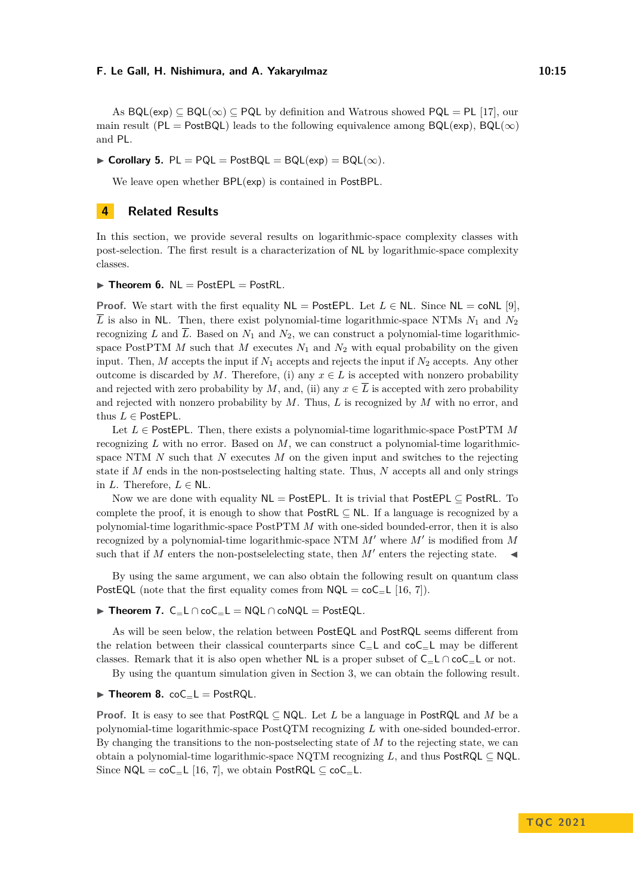As $\mathsf{BQL}(\mathsf{exp}) \subseteq \mathsf{BQL}(\infty) \subseteq \mathsf{PQL}$ by definition and Watrous showed $\mathsf{PQL} = \mathsf{PL}$ [17], our main result ($\mathsf{PL} = \mathsf{PostBQL}$) leads to the following equivalence among $\mathsf{BQL}(\mathsf{exp})$, $\mathsf{BQL}(\infty)$ and $\mathsf{PL}$.

▶ **Corollary 5.** $\mathsf{PL} = \mathsf{PQL} = \mathsf{PostBQL} = \mathsf{BQL}(\mathsf{exp}) = \mathsf{BQL}(\infty)$.

We leave open whether $\mathsf{BPL}(\mathsf{exp})$ is contained in $\mathsf{PostBPL}$.

## 4 Related Results

In this section, we provide several results on logarithmic-space complexity classes with post-selection. The first result is a characterization of $\mathsf{NL}$ by logarithmic-space complexity classes.

▶ **Theorem 6.** $\mathsf{NL} = \mathsf{PostEPL} = \mathsf{PostRL}$.

**Proof.** We start with the first equality $\mathsf{NL} = \mathsf{PostEPL}$. Let $L \in \mathsf{NL}$. Since $\mathsf{NL} = \mathsf{coNL}$ [9], $\overline{L}$ is also in $\mathsf{NL}$. Then, there exist polynomial-time logarithmic-space NTMs $N_1$ and $N_2$ recognizing $L$ and $\overline{L}$. Based on $N_1$ and $N_2$, we can construct a polynomial-time logarithmic-space PostPTM $M$ such that $M$ executes $N_1$ and $N_2$ with equal probability on the given input. Then, $M$ accepts the input if $N_1$ accepts and rejects the input if $N_2$ accepts. Any other outcome is discarded by $M$. Therefore, (i) any $x \in L$ is accepted with nonzero probability and rejected with zero probability by $M$, and, (ii) any $x \in \overline{L}$ is accepted with zero probability and rejected with nonzero probability by $M$. Thus, $L$ is recognized by $M$ with no error, and thus $L \in \mathsf{PostEPL}$.

Let $L \in \mathsf{PostEPL}$. Then, there exists a polynomial-time logarithmic-space PostPTM $M$ recognizing $L$ with no error. Based on $M$, we can construct a polynomial-time logarithmic-space NTM $N$ such that $N$ executes $M$ on the given input and switches to the rejecting state if $M$ ends in the non-postselecting halting state. Thus, $N$ accepts all and only strings in $L$. Therefore, $L \in \mathsf{NL}$.

Now we are done with equality $\mathsf{NL} = \mathsf{PostEPL}$. It is trivial that $\mathsf{PostEPL} \subseteq \mathsf{PostRL}$. To complete the proof, it is enough to show that $\mathsf{PostRL} \subseteq \mathsf{NL}$. If a language is recognized by a polynomial-time logarithmic-space PostPTM $M$ with one-sided bounded-error, then it is also recognized by a polynomial-time logarithmic-space NTM $M'$ where $M'$ is modified from $M$ such that if $M$ enters the non-postselelecting state, then $M'$ enters the rejecting state. ◀

By using the same argument, we can also obtain the following result on quantum class $\mathsf{PostEQL}$ (note that the first equality comes from $\mathsf{NQL} = \mathsf{coC_{=}L}$ [16, 7]).

▶ **Theorem 7.** $\mathsf{C_{=}L} \cap \mathsf{coC_{=}L} = \mathsf{NQL} \cap \mathsf{coNQL} = \mathsf{PostEQL}$.

As will be seen below, the relation between $\mathsf{PostEQL}$ and $\mathsf{PostRQL}$ seems different from the relation between their classical counterparts since $\mathsf{C_{=}L}$ and $\mathsf{coC_{=}L}$ may be different classes. Remark that it is also open whether $\mathsf{NL}$ is a proper subset of $\mathsf{C_{=}L} \cap \mathsf{coC_{=}L}$ or not.

By using the quantum simulation given in Section 3, we can obtain the following result.

▶ **Theorem 8.** $\mathsf{coC_{=}L} = \mathsf{PostRQL}$.

**Proof.** It is easy to see that $\mathsf{PostRQL} \subseteq \mathsf{NQL}$. Let $L$ be a language in $\mathsf{PostRQL}$ and $M$ be a polynomial-time logarithmic-space PostQTM recognizing $L$ with one-sided bounded-error. By changing the transitions to the non-postselecting state of $M$ to the rejecting state, we can obtain a polynomial-time logarithmic-space NQTM recognizing $L$, and thus $\mathsf{PostRQL} \subseteq \mathsf{NQL}$. Since $\mathsf{NQL} = \mathsf{coC_{=}L}$ [16, 7], we obtain $\mathsf{PostRQL} \subseteq \mathsf{coC_{=}L}$.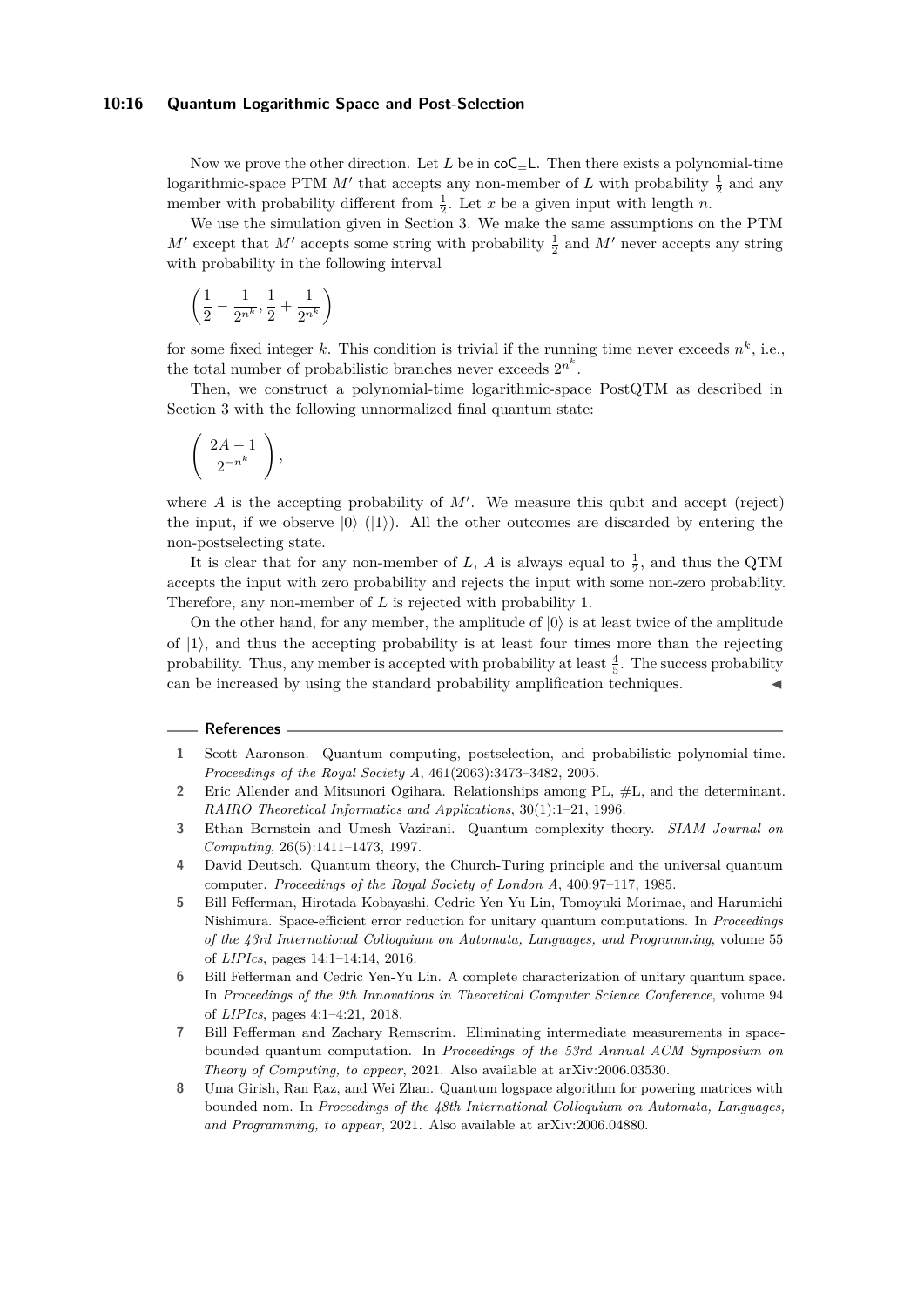Now we prove the other direction. Let $L$ be in $\mathsf{coC_=L}$. Then there exists a polynomial-time logarithmic-space PTM $M'$ that accepts any non-member of $L$ with probability $\frac{1}{2}$ and any member with probability different from $\frac{1}{2}$. Let $x$ be a given input with length $n$.

We use the simulation given in Section 3. We make the same assumptions on the PTM $M'$ except that $M'$ accepts some string with probability $\frac{1}{2}$ and $M'$ never accepts any string with probability in the following interval

$$\left(\frac{1}{2} - \frac{1}{2^{n^k}}, \frac{1}{2} + \frac{1}{2^{n^k}}\right)$$

for some fixed integer $k$. This condition is trivial if the running time never exceeds $n^k$, i.e., the total number of probabilistic branches never exceeds $2^{n^k}$.

Then, we construct a polynomial-time logarithmic-space PostQTM as described in Section 3 with the following unnormalized final quantum state:

$$\begin{pmatrix} 2A - 1 \\ 2^{-n^k} \end{pmatrix},$$

where $A$ is the accepting probability of $M'$. We measure this qubit and accept (reject) the input, if we observe $|0\rangle$ ($|1\rangle$). All the other outcomes are discarded by entering the non-postselecting state.

It is clear that for any non-member of $L$, $A$ is always equal to $\frac{1}{2}$, and thus the QTM accepts the input with zero probability and rejects the input with some non-zero probability. Therefore, any non-member of $L$ is rejected with probability 1.

On the other hand, for any member, the amplitude of $|0\rangle$ is at least twice of the amplitude of $|1\rangle$, and thus the accepting probability is at least four times more than the rejecting probability. Thus, any member is accepted with probability at least $\frac{4}{5}$. The success probability can be increased by using the standard probability amplification techniques. ◀

## References

1. Scott Aaronson. Quantum computing, postselection, and probabilistic polynomial-time. *Proceedings of the Royal Society A*, 461(2063):3473–3482, 2005.
2. Eric Allender and Mitsunori Ogihara. Relationships among PL, #L, and the determinant. *RAIRO Theoretical Informatics and Applications*, 30(1):1–21, 1996.
3. Ethan Bernstein and Umesh Vazirani. Quantum complexity theory. *SIAM Journal on Computing*, 26(5):1411–1473, 1997.
4. David Deutsch. Quantum theory, the Church-Turing principle and the universal quantum computer. *Proceedings of the Royal Society of London A*, 400:97–117, 1985.
5. Bill Fefferman, Hirotada Kobayashi, Cedric Yen-Yu Lin, Tomoyuki Morimae, and Harumichi Nishimura. Space-efficient error reduction for unitary quantum computations. In *Proceedings of the 43rd International Colloquium on Automata, Languages, and Programming*, volume 55 of *LIPIcs*, pages 14:1–14:14, 2016.
6. Bill Fefferman and Cedric Yen-Yu Lin. A complete characterization of unitary quantum space. In *Proceedings of the 9th Innovations in Theoretical Computer Science Conference*, volume 94 of *LIPIcs*, pages 4:1–4:21, 2018.
7. Bill Fefferman and Zachary Remscrim. Eliminating intermediate measurements in space-bounded quantum computation. In *Proceedings of the 53rd Annual ACM Symposium on Theory of Computing, to appear*, 2021. Also available at arXiv:2006.03530.
8. Uma Girish, Ran Raz, and Wei Zhan. Quantum logspace algorithm for powering matrices with bounded nom. In *Proceedings of the 48th International Colloquium on Automata, Languages, and Programming, to appear*, 2021. Also available at arXiv:2006.04880.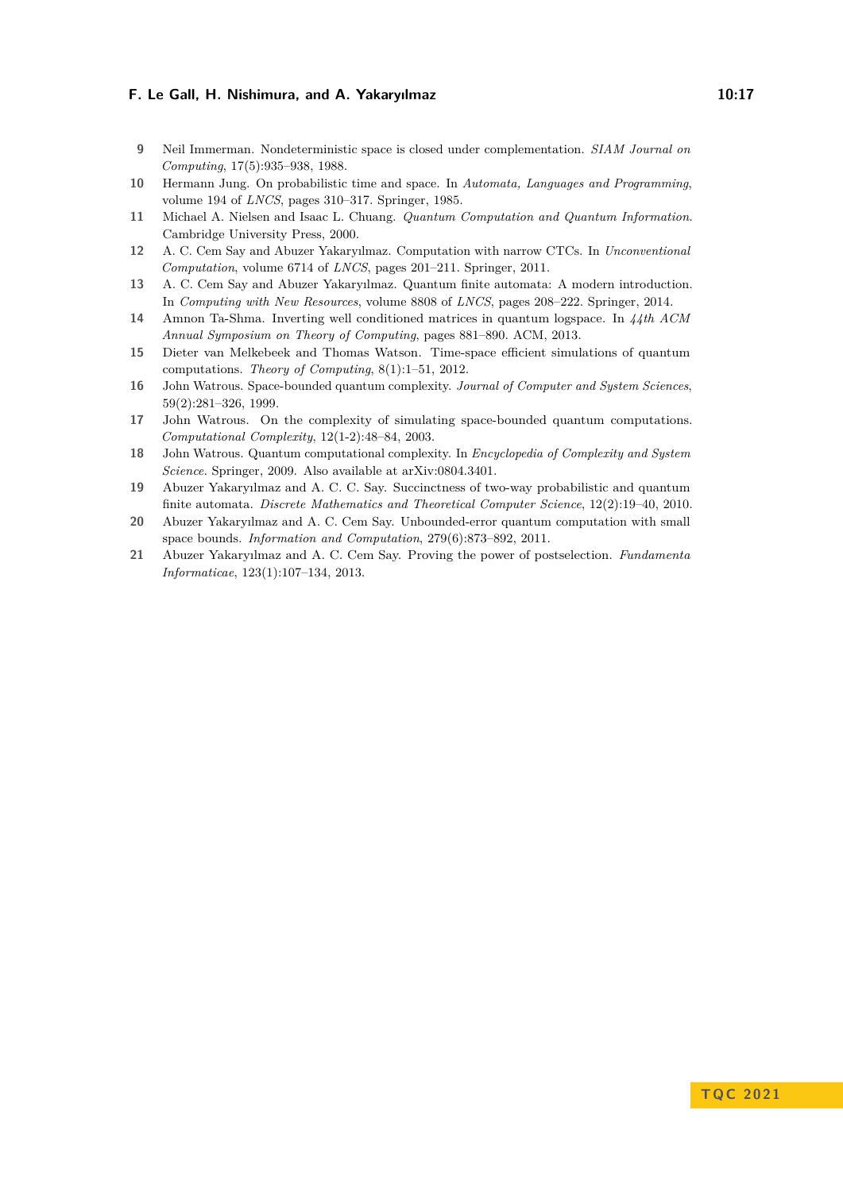9 Neil Immerman. Nondeterministic space is closed under complementation. *SIAM Journal on Computing*, 17(5):935–938, 1988.

10 Hermann Jung. On probabilistic time and space. In *Automata, Languages and Programming*, volume 194 of *LNCS*, pages 310–317. Springer, 1985.

11 Michael A. Nielsen and Isaac L. Chuang. *Quantum Computation and Quantum Information*. Cambridge University Press, 2000.

12 A. C. Cem Say and Abuzer Yakaryılmaz. Computation with narrow CTCs. In *Unconventional Computation*, volume 6714 of *LNCS*, pages 201–211. Springer, 2011.

13 A. C. Cem Say and Abuzer Yakaryılmaz. Quantum finite automata: A modern introduction. In *Computing with New Resources*, volume 8808 of *LNCS*, pages 208–222. Springer, 2014.

14 Amnon Ta-Shma. Inverting well conditioned matrices in quantum logspace. In *44th ACM Annual Symposium on Theory of Computing*, pages 881–890. ACM, 2013.

15 Dieter van Melkebeek and Thomas Watson. Time-space efficient simulations of quantum computations. *Theory of Computing*, 8(1):1–51, 2012.

16 John Watrous. Space-bounded quantum complexity. *Journal of Computer and System Sciences*, 59(2):281–326, 1999.

17 John Watrous. On the complexity of simulating space-bounded quantum computations. *Computational Complexity*, 12(1-2):48–84, 2003.

18 John Watrous. Quantum computational complexity. In *Encyclopedia of Complexity and System Science*. Springer, 2009. Also available at arXiv:0804.3401.

19 Abuzer Yakaryılmaz and A. C. C. Say. Succinctness of two-way probabilistic and quantum finite automata. *Discrete Mathematics and Theoretical Computer Science*, 12(2):19–40, 2010.

20 Abuzer Yakaryılmaz and A. C. Cem Say. Unbounded-error quantum computation with small space bounds. *Information and Computation*, 279(6):873–892, 2011.

21 Abuzer Yakaryılmaz and A. C. Cem Say. Proving the power of postselection. *Fundamenta Informaticae*, 123(1):107–134, 2013.